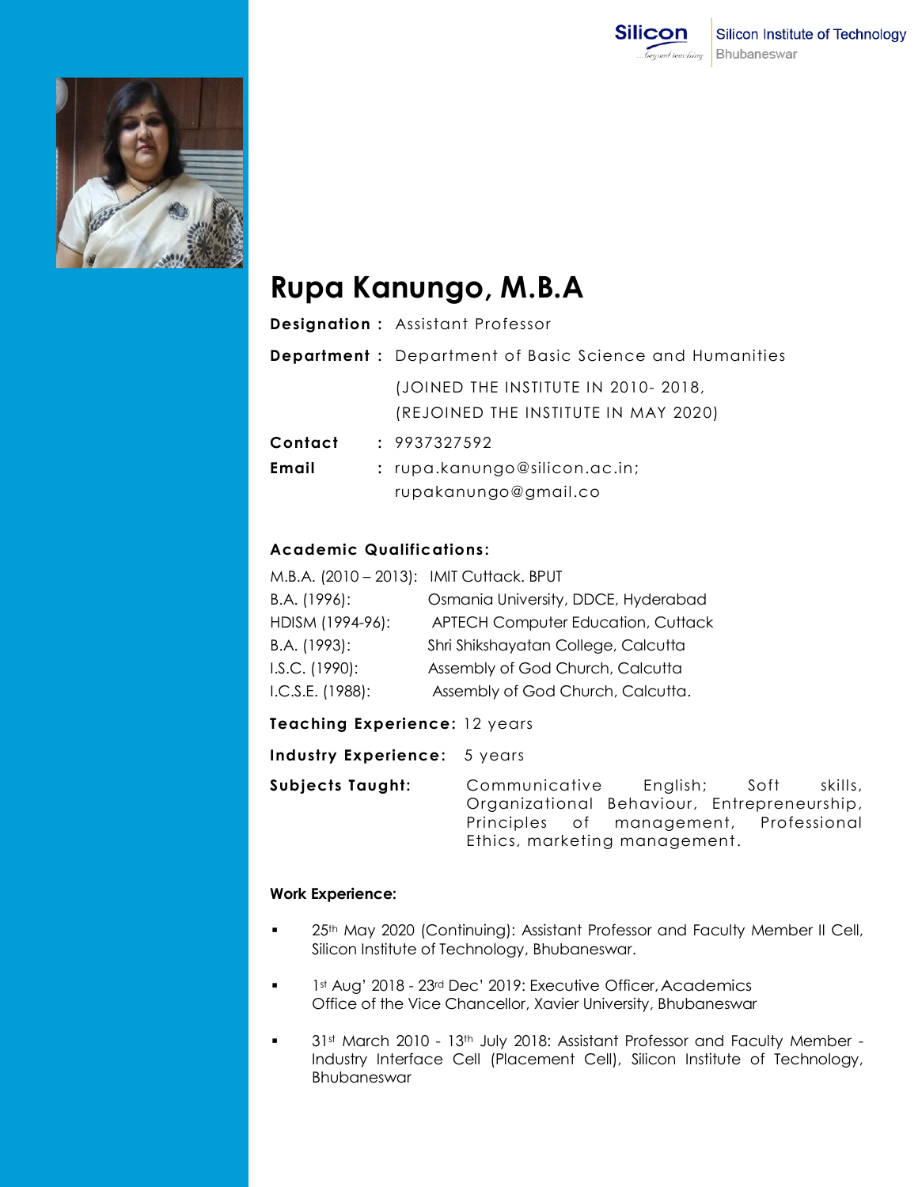# Rupa Kanungo, M.B.A

**Designation :** Assistant Professor

**Department :** Department of Basic Science and Humanities

(JOINED THE INSTITUTE IN 2010- 2018,
(REJOINED THE INSTITUTE IN MAY 2020)

**Contact :** 9937327592

**Email :** rupa.kanungo@silicon.ac.in; rupakanungo@gmail.co

### Academic Qualifications:

| | |
|---|---|
| M.B.A. (2010 – 2013): | IMIT Cuttack. BPUT |
| B.A. (1996): | Osmania University, DDCE, Hyderabad |
| HDISM (1994-96): | APTECH Computer Education, Cuttack |
| B.A. (1993): | Shri Shikshayatan College, Calcutta |
| I.S.C. (1990): | Assembly of God Church, Calcutta |
| I.C.S.E. (1988): | Assembly of God Church, Calcutta. |

**Teaching Experience:** 12 years

**Industry Experience:** 5 years

**Subjects Taught:** Communicative English; Soft skills, Organizational Behaviour, Entrepreneurship, Principles of management, Professional Ethics, marketing management.

### Work Experience:

- 25th May 2020 (Continuing): Assistant Professor and Faculty Member II Cell, Silicon Institute of Technology, Bhubaneswar.
- 1st Aug' 2018 - 23rd Dec' 2019: Executive Officer, Academics
  Office of the Vice Chancellor, Xavier University, Bhubaneswar
- 31st March 2010 - 13th July 2018: Assistant Professor and Faculty Member - Industry Interface Cell (Placement Cell), Silicon Institute of Technology, Bhubaneswar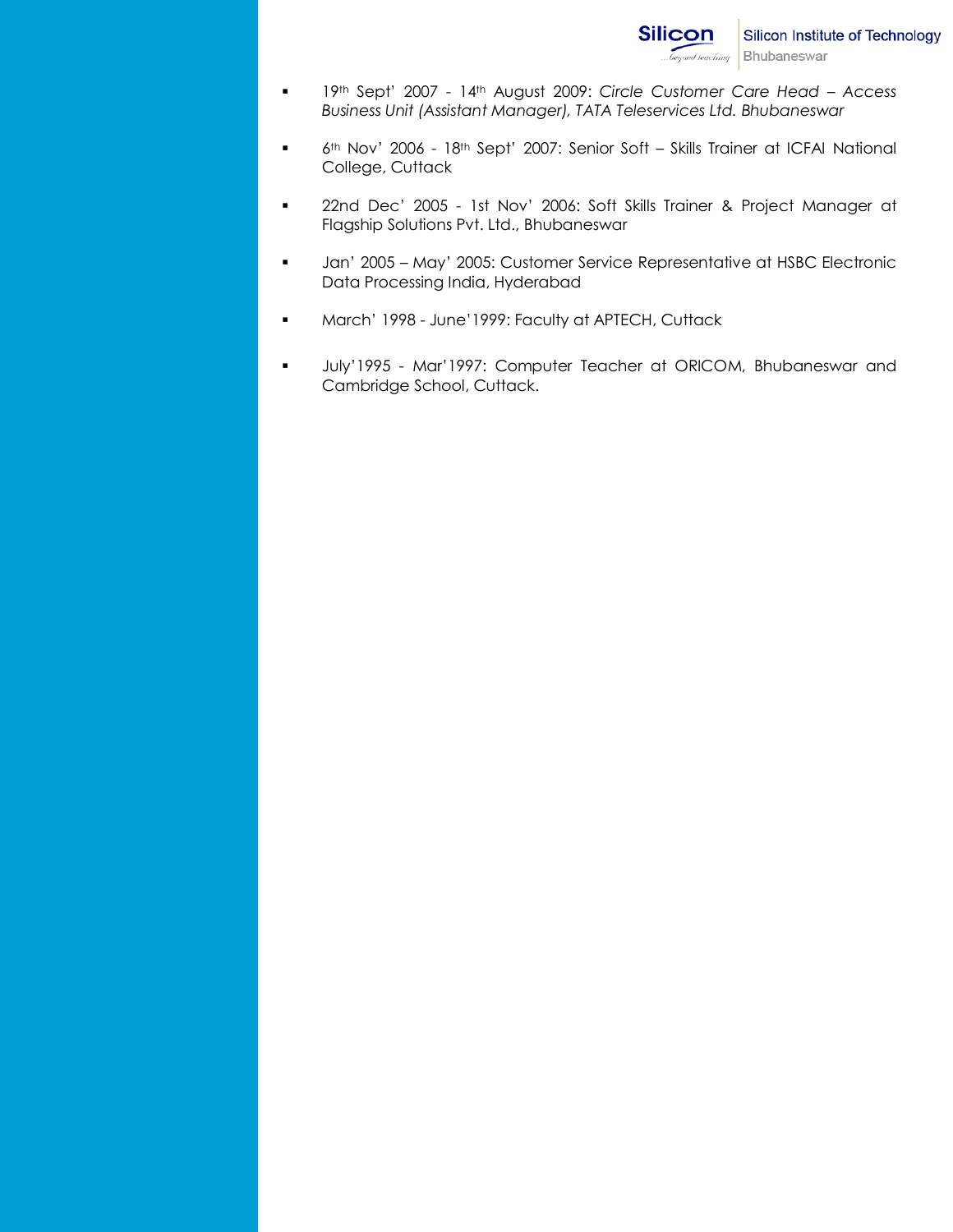- 19th Sept' 2007 - 14th August 2009: *Circle Customer Care Head – Access Business Unit (Assistant Manager), TATA Teleservices Ltd. Bhubaneswar*

- 6th Nov' 2006 - 18th Sept' 2007: Senior Soft – Skills Trainer at ICFAI National College, Cuttack

- 22nd Dec' 2005 - 1st Nov' 2006: Soft Skills Trainer & Project Manager at Flagship Solutions Pvt. Ltd., Bhubaneswar

- Jan' 2005 – May' 2005: Customer Service Representative at HSBC Electronic Data Processing India, Hyderabad

- March' 1998 - June'1999: Faculty at APTECH, Cuttack

- July'1995 - Mar'1997: Computer Teacher at ORICOM, Bhubaneswar and Cambridge School, Cuttack.